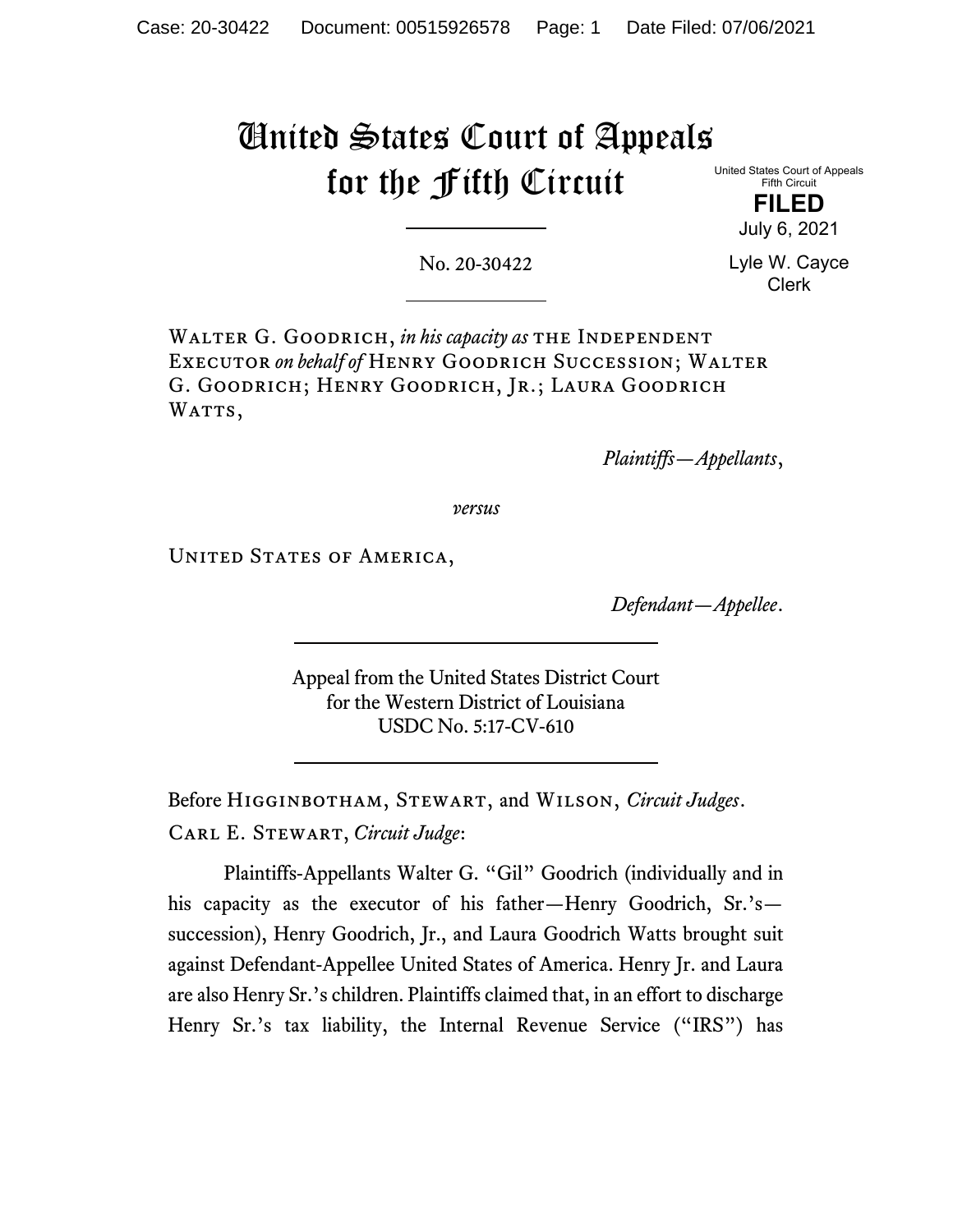# United States Court of Appeals for the Fifth Circuit

United States Court of Appeals
Fifth Circuit

**FILED**

July 6, 2021

Lyle W. Cayce
Clerk

No. 20-30422

Walter G. Goodrich, *in his capacity as* the Independent Executor *on behalf of* Henry Goodrich Succession; Walter G. Goodrich; Henry Goodrich, Jr.; Laura Goodrich Watts,

*Plaintiffs—Appellants*,

*versus*

United States of America,

*Defendant—Appellee*.

Appeal from the United States District Court
for the Western District of Louisiana
USDC No. 5:17-CV-610

Before Higginbotham, Stewart, and Wilson, *Circuit Judges*.

Carl E. Stewart, *Circuit Judge*:

Plaintiffs-Appellants Walter G. "Gil" Goodrich (individually and in his capacity as the executor of his father—Henry Goodrich, Sr.'s—succession), Henry Goodrich, Jr., and Laura Goodrich Watts brought suit against Defendant-Appellee United States of America. Henry Jr. and Laura are also Henry Sr.'s children. Plaintiffs claimed that, in an effort to discharge Henry Sr.'s tax liability, the Internal Revenue Service ("IRS") has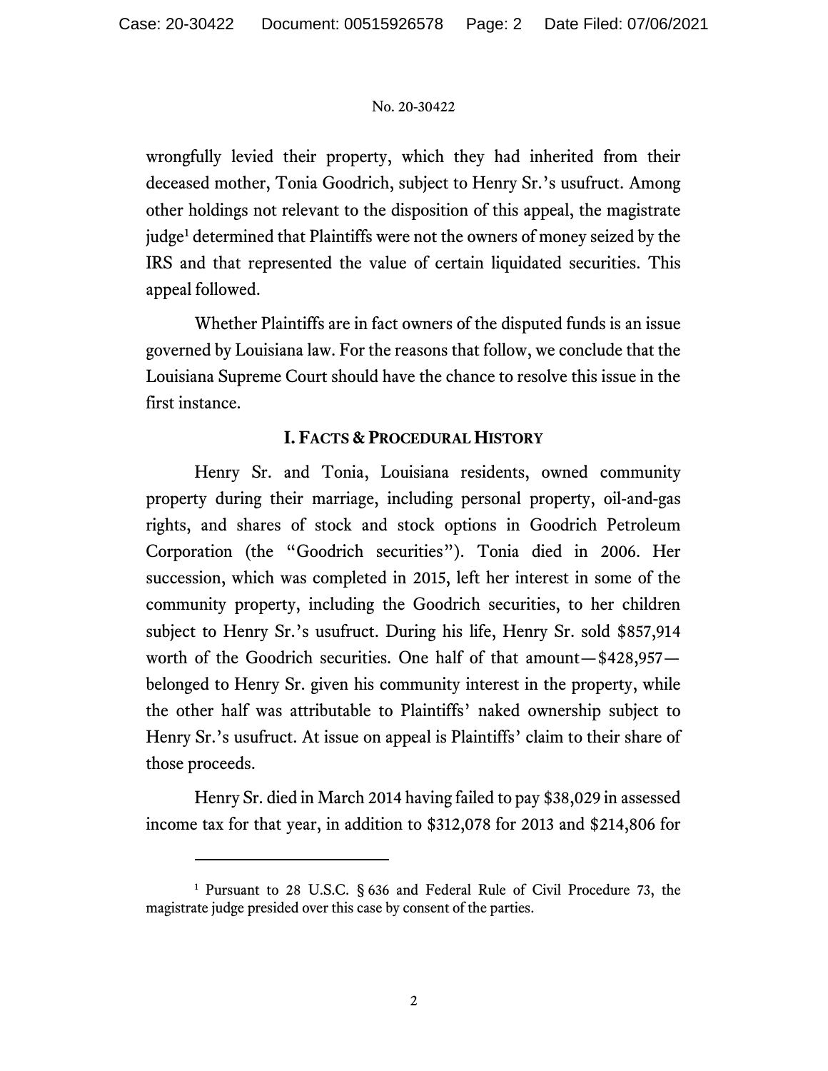wrongfully levied their property, which they had inherited from their deceased mother, Tonia Goodrich, subject to Henry Sr.'s usufruct. Among other holdings not relevant to the disposition of this appeal, the magistrate judge[1] determined that Plaintiffs were not the owners of money seized by the IRS and that represented the value of certain liquidated securities. This appeal followed.

Whether Plaintiffs are in fact owners of the disputed funds is an issue governed by Louisiana law. For the reasons that follow, we conclude that the Louisiana Supreme Court should have the chance to resolve this issue in the first instance.

## I. Facts & Procedural History

Henry Sr. and Tonia, Louisiana residents, owned community property during their marriage, including personal property, oil-and-gas rights, and shares of stock and stock options in Goodrich Petroleum Corporation (the "Goodrich securities"). Tonia died in 2006. Her succession, which was completed in 2015, left her interest in some of the community property, including the Goodrich securities, to her children subject to Henry Sr.'s usufruct. During his life, Henry Sr. sold $857,914 worth of the Goodrich securities. One half of that amount—$428,957—belonged to Henry Sr. given his community interest in the property, while the other half was attributable to Plaintiffs' naked ownership subject to Henry Sr.'s usufruct. At issue on appeal is Plaintiffs' claim to their share of those proceeds.

Henry Sr. died in March 2014 having failed to pay $38,029 in assessed income tax for that year, in addition to $312,078 for 2013 and $214,806 for

---

[1] Pursuant to 28 U.S.C. § 636 and Federal Rule of Civil Procedure 73, the magistrate judge presided over this case by consent of the parties.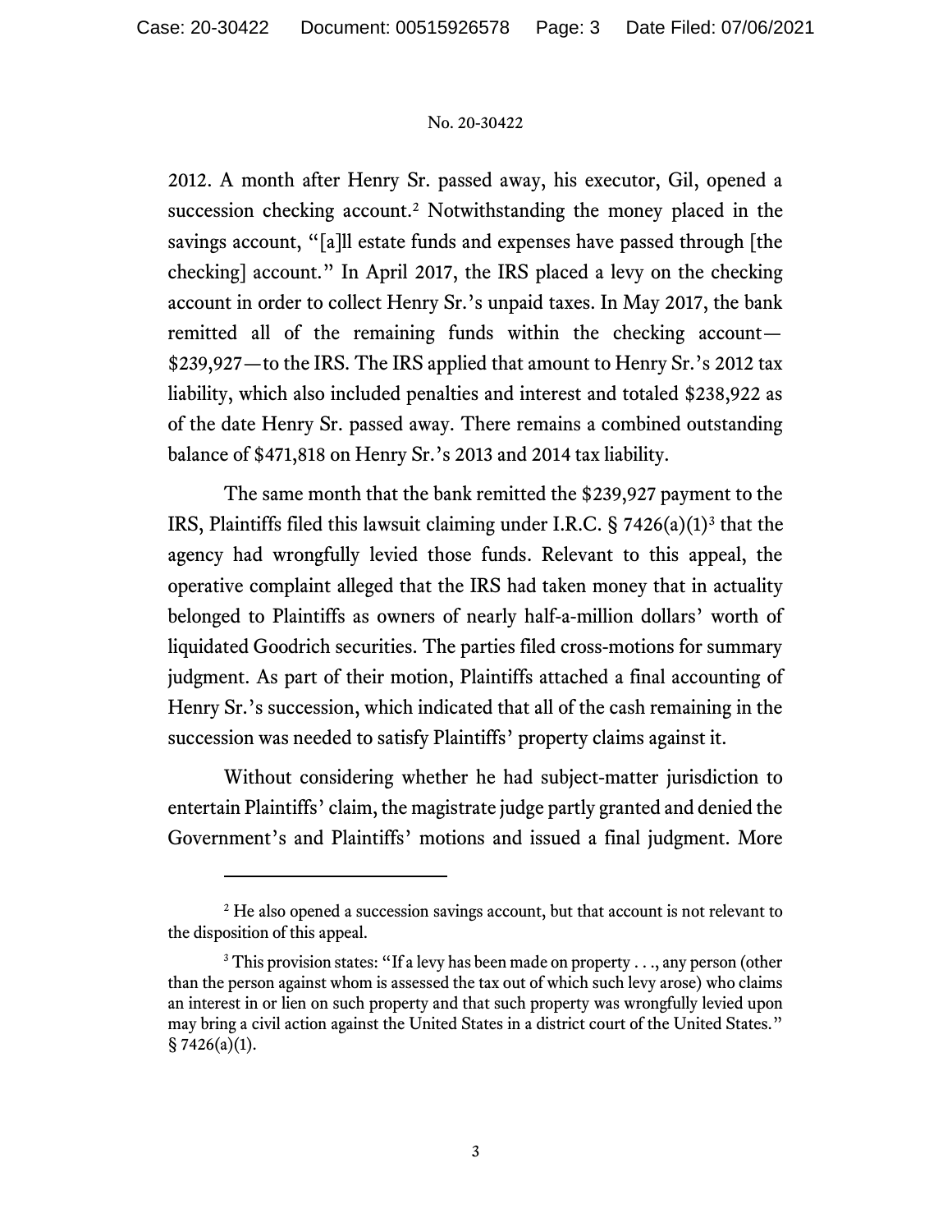2012. A month after Henry Sr. passed away, his executor, Gil, opened a succession checking account.[2] Notwithstanding the money placed in the savings account, "[a]ll estate funds and expenses have passed through [the checking] account." In April 2017, the IRS placed a levy on the checking account in order to collect Henry Sr.'s unpaid taxes. In May 2017, the bank remitted all of the remaining funds within the checking account—$239,927—to the IRS. The IRS applied that amount to Henry Sr.'s 2012 tax liability, which also included penalties and interest and totaled $238,922 as of the date Henry Sr. passed away. There remains a combined outstanding balance of $471,818 on Henry Sr.'s 2013 and 2014 tax liability.

The same month that the bank remitted the $239,927 payment to the IRS, Plaintiffs filed this lawsuit claiming under I.R.C. § 7426(a)(1)[3] that the agency had wrongfully levied those funds. Relevant to this appeal, the operative complaint alleged that the IRS had taken money that in actuality belonged to Plaintiffs as owners of nearly half-a-million dollars' worth of liquidated Goodrich securities. The parties filed cross-motions for summary judgment. As part of their motion, Plaintiffs attached a final accounting of Henry Sr.'s succession, which indicated that all of the cash remaining in the succession was needed to satisfy Plaintiffs' property claims against it.

Without considering whether he had subject-matter jurisdiction to entertain Plaintiffs' claim, the magistrate judge partly granted and denied the Government's and Plaintiffs' motions and issued a final judgment. More

---

[2] He also opened a succession savings account, but that account is not relevant to the disposition of this appeal.

[3] This provision states: "If a levy has been made on property . . ., any person (other than the person against whom is assessed the tax out of which such levy arose) who claims an interest in or lien on such property and that such property was wrongfully levied upon may bring a civil action against the United States in a district court of the United States." § 7426(a)(1).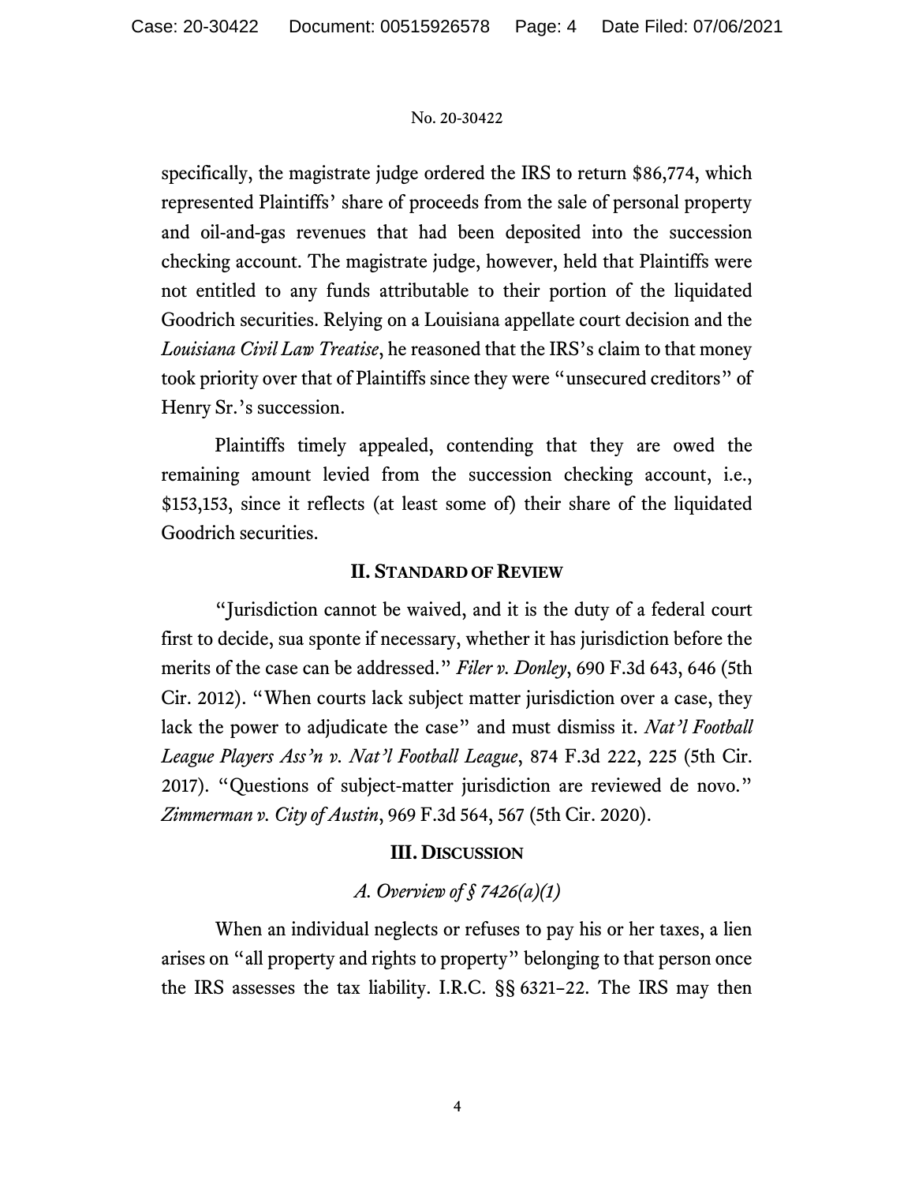specifically, the magistrate judge ordered the IRS to return $86,774, which represented Plaintiffs' share of proceeds from the sale of personal property and oil-and-gas revenues that had been deposited into the succession checking account. The magistrate judge, however, held that Plaintiffs were not entitled to any funds attributable to their portion of the liquidated Goodrich securities. Relying on a Louisiana appellate court decision and the *Louisiana Civil Law Treatise*, he reasoned that the IRS's claim to that money took priority over that of Plaintiffs since they were "unsecured creditors" of Henry Sr.'s succession.

Plaintiffs timely appealed, contending that they are owed the remaining amount levied from the succession checking account, i.e., $153,153, since it reflects (at least some of) their share of the liquidated Goodrich securities.

## II. Standard of Review

"Jurisdiction cannot be waived, and it is the duty of a federal court first to decide, sua sponte if necessary, whether it has jurisdiction before the merits of the case can be addressed." *Filer v. Donley*, 690 F.3d 643, 646 (5th Cir. 2012). "When courts lack subject matter jurisdiction over a case, they lack the power to adjudicate the case" and must dismiss it. *Nat'l Football League Players Ass'n v. Nat'l Football League*, 874 F.3d 222, 225 (5th Cir. 2017). "Questions of subject-matter jurisdiction are reviewed de novo." *Zimmerman v. City of Austin*, 969 F.3d 564, 567 (5th Cir. 2020).

## III. Discussion

### *A. Overview of § 7426(a)(1)*

When an individual neglects or refuses to pay his or her taxes, a lien arises on "all property and rights to property" belonging to that person once the IRS assesses the tax liability. I.R.C. §§ 6321–22. The IRS may then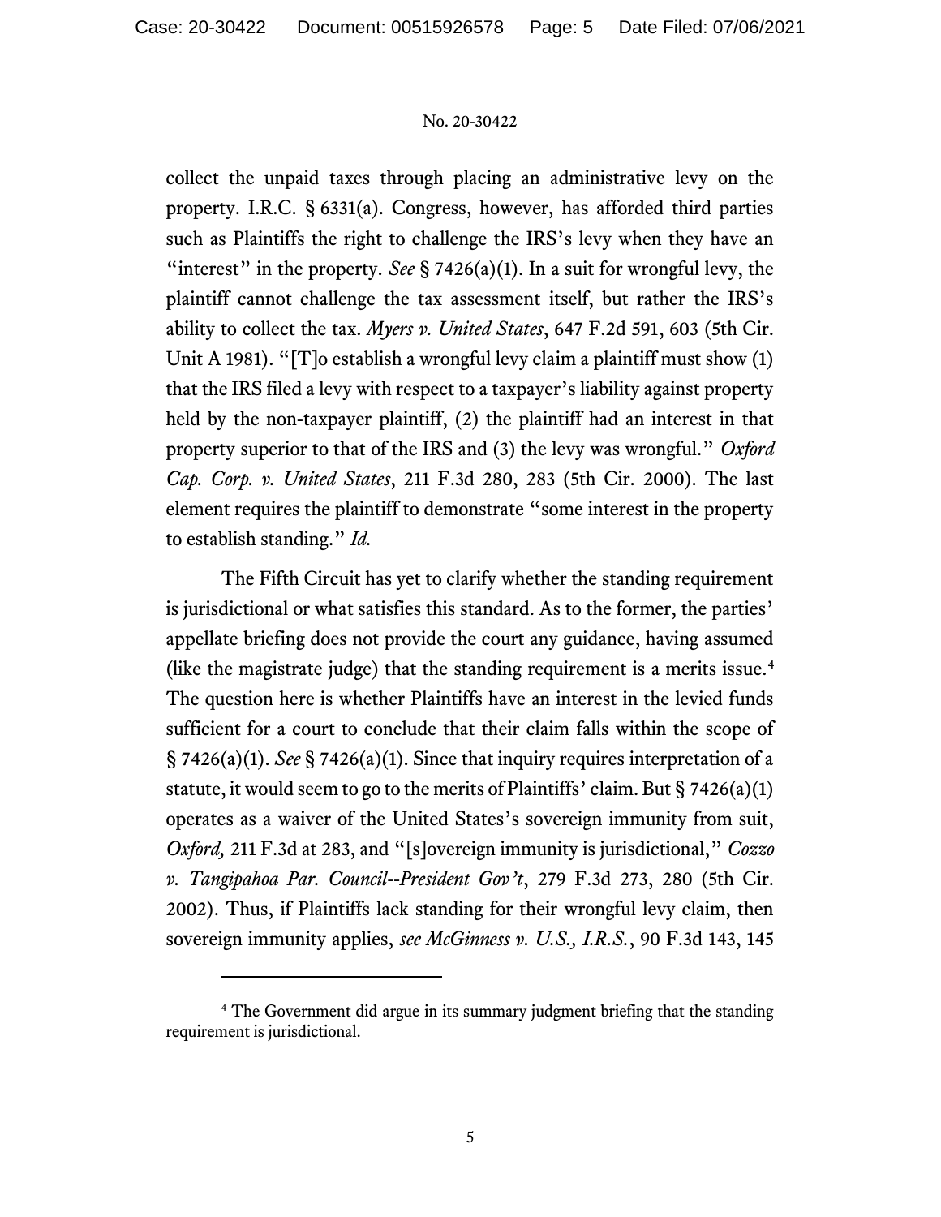collect the unpaid taxes through placing an administrative levy on the property. I.R.C. § 6331(a). Congress, however, has afforded third parties such as Plaintiffs the right to challenge the IRS's levy when they have an "interest" in the property. *See* § 7426(a)(1). In a suit for wrongful levy, the plaintiff cannot challenge the tax assessment itself, but rather the IRS's ability to collect the tax. *Myers v. United States*, 647 F.2d 591, 603 (5th Cir. Unit A 1981). "[T]o establish a wrongful levy claim a plaintiff must show (1) that the IRS filed a levy with respect to a taxpayer's liability against property held by the non-taxpayer plaintiff, (2) the plaintiff had an interest in that property superior to that of the IRS and (3) the levy was wrongful." *Oxford Cap. Corp. v. United States*, 211 F.3d 280, 283 (5th Cir. 2000). The last element requires the plaintiff to demonstrate "some interest in the property to establish standing." *Id.*

The Fifth Circuit has yet to clarify whether the standing requirement is jurisdictional or what satisfies this standard. As to the former, the parties' appellate briefing does not provide the court any guidance, having assumed (like the magistrate judge) that the standing requirement is a merits issue.[4] The question here is whether Plaintiffs have an interest in the levied funds sufficient for a court to conclude that their claim falls within the scope of § 7426(a)(1). *See* § 7426(a)(1). Since that inquiry requires interpretation of a statute, it would seem to go to the merits of Plaintiffs' claim. But § 7426(a)(1) operates as a waiver of the United States's sovereign immunity from suit, *Oxford,* 211 F.3d at 283, and "[s]overeign immunity is jurisdictional," *Cozzo v. Tangipahoa Par. Council--President Gov't*, 279 F.3d 273, 280 (5th Cir. 2002). Thus, if Plaintiffs lack standing for their wrongful levy claim, then sovereign immunity applies, *see McGinness v. U.S., I.R.S.*, 90 F.3d 143, 145

[4] The Government did argue in its summary judgment briefing that the standing requirement is jurisdictional.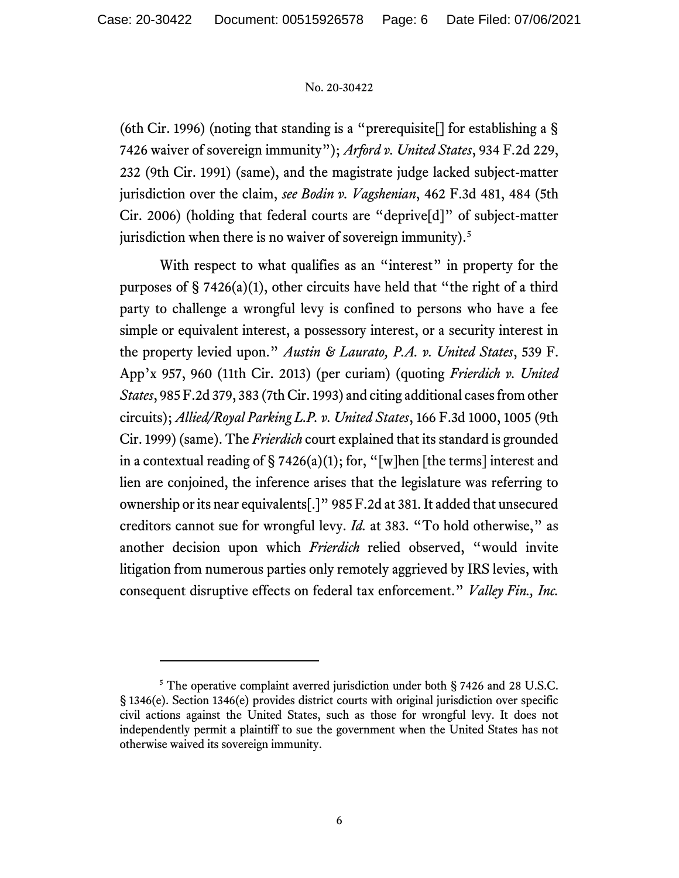(6th Cir. 1996) (noting that standing is a "prerequisite[] for establishing a § 7426 waiver of sovereign immunity"); *Arford v. United States*, 934 F.2d 229, 232 (9th Cir. 1991) (same), and the magistrate judge lacked subject-matter jurisdiction over the claim, *see Bodin v. Vagshenian*, 462 F.3d 481, 484 (5th Cir. 2006) (holding that federal courts are "deprive[d]" of subject-matter jurisdiction when there is no waiver of sovereign immunity).[5]

With respect to what qualifies as an "interest" in property for the purposes of § 7426(a)(1), other circuits have held that "the right of a third party to challenge a wrongful levy is confined to persons who have a fee simple or equivalent interest, a possessory interest, or a security interest in the property levied upon." *Austin & Laurato, P.A. v. United States*, 539 F. App'x 957, 960 (11th Cir. 2013) (per curiam) (quoting *Frierdich v. United States*, 985 F.2d 379, 383 (7th Cir. 1993) and citing additional cases from other circuits); *Allied/Royal Parking L.P. v. United States*, 166 F.3d 1000, 1005 (9th Cir. 1999) (same). The *Frierdich* court explained that its standard is grounded in a contextual reading of § 7426(a)(1); for, "[w]hen [the terms] interest and lien are conjoined, the inference arises that the legislature was referring to ownership or its near equivalents[.]" 985 F.2d at 381. It added that unsecured creditors cannot sue for wrongful levy. *Id.* at 383. "To hold otherwise," as another decision upon which *Frierdich* relied observed, "would invite litigation from numerous parties only remotely aggrieved by IRS levies, with consequent disruptive effects on federal tax enforcement." *Valley Fin., Inc.*

---

[5] The operative complaint averred jurisdiction under both § 7426 and 28 U.S.C. § 1346(e). Section 1346(e) provides district courts with original jurisdiction over specific civil actions against the United States, such as those for wrongful levy. It does not independently permit a plaintiff to sue the government when the United States has not otherwise waived its sovereign immunity.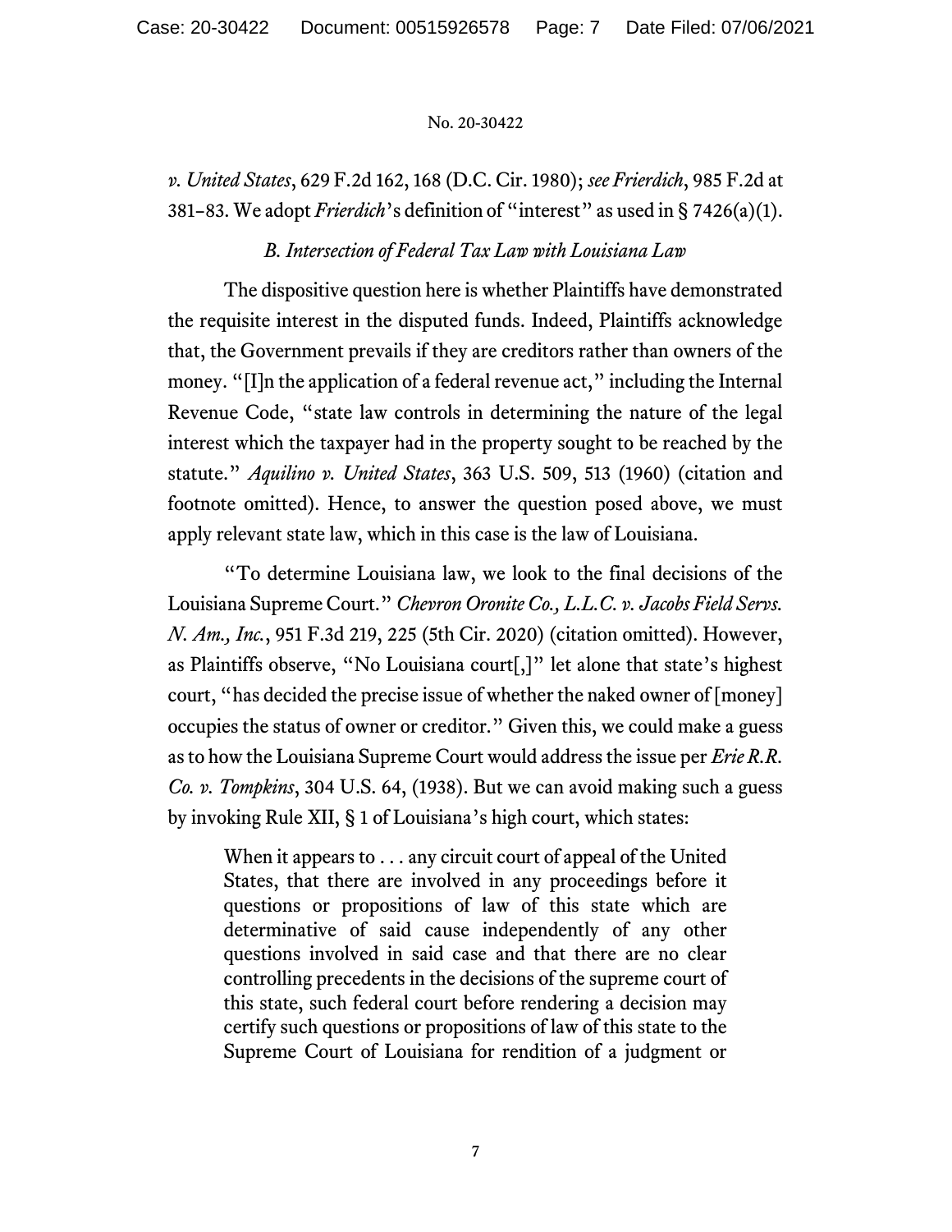*v. United States*, 629 F.2d 162, 168 (D.C. Cir. 1980); *see Frierdich*, 985 F.2d at 381–83. We adopt *Frierdich*'s definition of "interest" as used in § 7426(a)(1).

### *B. Intersection of Federal Tax Law with Louisiana Law*

The dispositive question here is whether Plaintiffs have demonstrated the requisite interest in the disputed funds. Indeed, Plaintiffs acknowledge that, the Government prevails if they are creditors rather than owners of the money. "[I]n the application of a federal revenue act," including the Internal Revenue Code, "state law controls in determining the nature of the legal interest which the taxpayer had in the property sought to be reached by the statute." *Aquilino v. United States*, 363 U.S. 509, 513 (1960) (citation and footnote omitted). Hence, to answer the question posed above, we must apply relevant state law, which in this case is the law of Louisiana.

"To determine Louisiana law, we look to the final decisions of the Louisiana Supreme Court." *Chevron Oronite Co., L.L.C. v. Jacobs Field Servs. N. Am., Inc.*, 951 F.3d 219, 225 (5th Cir. 2020) (citation omitted). However, as Plaintiffs observe, "No Louisiana court[,]" let alone that state's highest court, "has decided the precise issue of whether the naked owner of [money] occupies the status of owner or creditor." Given this, we could make a guess as to how the Louisiana Supreme Court would address the issue per *Erie R.R. Co. v. Tompkins*, 304 U.S. 64, (1938). But we can avoid making such a guess by invoking Rule XII, § 1 of Louisiana's high court, which states:

> When it appears to . . . any circuit court of appeal of the United States, that there are involved in any proceedings before it questions or propositions of law of this state which are determinative of said cause independently of any other questions involved in said case and that there are no clear controlling precedents in the decisions of the supreme court of this state, such federal court before rendering a decision may certify such questions or propositions of law of this state to the Supreme Court of Louisiana for rendition of a judgment or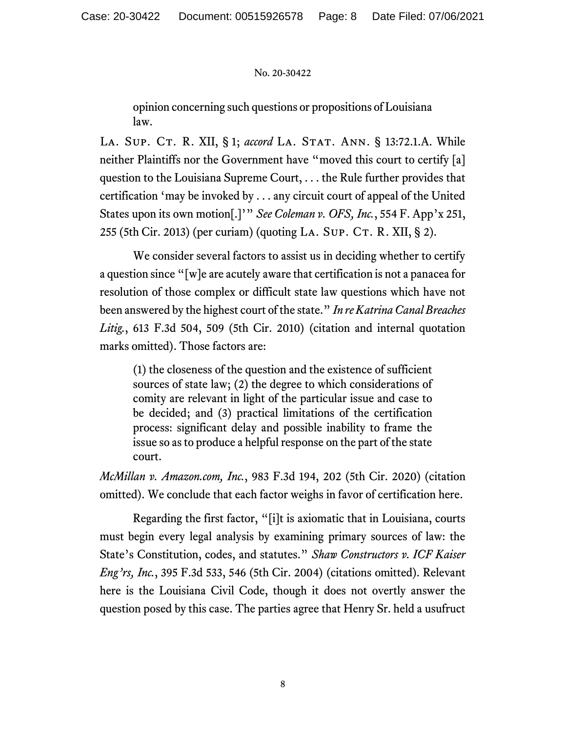> opinion concerning such questions or propositions of Louisiana law.

LA. SUP. CT. R. XII, § 1; *accord* LA. STAT. ANN. § 13:72.1.A. While neither Plaintiffs nor the Government have "moved this court to certify [a] question to the Louisiana Supreme Court, . . . the Rule further provides that certification 'may be invoked by . . . any circuit court of appeal of the United States upon its own motion[.]'" *See Coleman v. OFS, Inc.*, 554 F. App'x 251, 255 (5th Cir. 2013) (per curiam) (quoting LA. SUP. CT. R. XII, § 2).

We consider several factors to assist us in deciding whether to certify a question since "[w]e are acutely aware that certification is not a panacea for resolution of those complex or difficult state law questions which have not been answered by the highest court of the state." *In re Katrina Canal Breaches Litig.*, 613 F.3d 504, 509 (5th Cir. 2010) (citation and internal quotation marks omitted). Those factors are:

> (1) the closeness of the question and the existence of sufficient sources of state law; (2) the degree to which considerations of comity are relevant in light of the particular issue and case to be decided; and (3) practical limitations of the certification process: significant delay and possible inability to frame the issue so as to produce a helpful response on the part of the state court.

*McMillan v. Amazon.com, Inc.*, 983 F.3d 194, 202 (5th Cir. 2020) (citation omitted). We conclude that each factor weighs in favor of certification here.

Regarding the first factor, "[i]t is axiomatic that in Louisiana, courts must begin every legal analysis by examining primary sources of law: the State's Constitution, codes, and statutes." *Shaw Constructors v. ICF Kaiser Eng'rs, Inc.*, 395 F.3d 533, 546 (5th Cir. 2004) (citations omitted). Relevant here is the Louisiana Civil Code, though it does not overtly answer the question posed by this case. The parties agree that Henry Sr. held a usufruct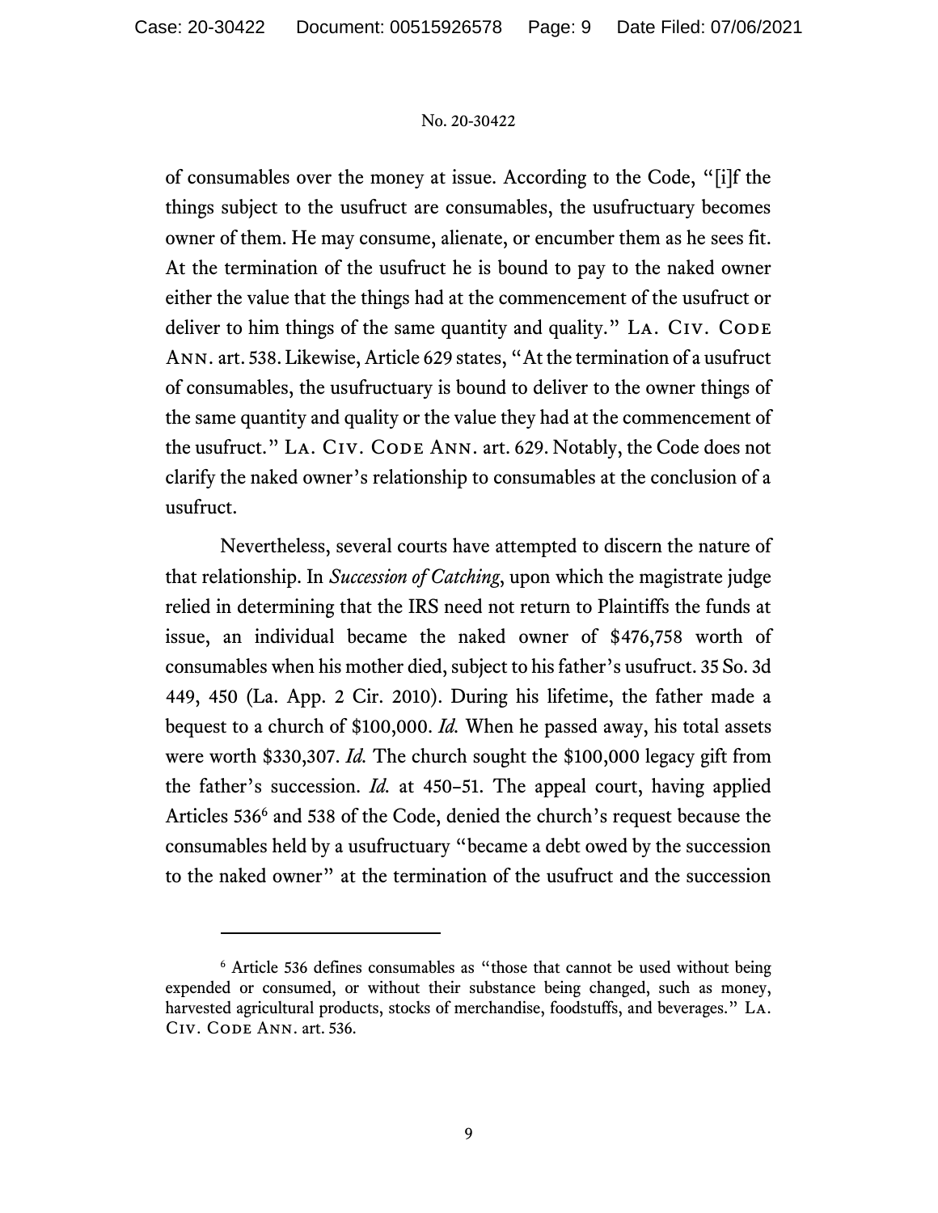of consumables over the money at issue. According to the Code, "[i]f the things subject to the usufruct are consumables, the usufructuary becomes owner of them. He may consume, alienate, or encumber them as he sees fit. At the termination of the usufruct he is bound to pay to the naked owner either the value that the things had at the commencement of the usufruct or deliver to him things of the same quantity and quality." LA. CIV. CODE ANN. art. 538. Likewise, Article 629 states, "At the termination of a usufruct of consumables, the usufructuary is bound to deliver to the owner things of the same quantity and quality or the value they had at the commencement of the usufruct." LA. CIV. CODE ANN. art. 629. Notably, the Code does not clarify the naked owner's relationship to consumables at the conclusion of a usufruct.

Nevertheless, several courts have attempted to discern the nature of that relationship. In *Succession of Catching*, upon which the magistrate judge relied in determining that the IRS need not return to Plaintiffs the funds at issue, an individual became the naked owner of $476,758 worth of consumables when his mother died, subject to his father's usufruct. 35 So. 3d 449, 450 (La. App. 2 Cir. 2010). During his lifetime, the father made a bequest to a church of $100,000. *Id.* When he passed away, his total assets were worth $330,307. *Id.* The church sought the $100,000 legacy gift from the father's succession. *Id.* at 450–51. The appeal court, having applied Articles 536[6] and 538 of the Code, denied the church's request because the consumables held by a usufructuary "became a debt owed by the succession to the naked owner" at the termination of the usufruct and the succession

---

[6] Article 536 defines consumables as "those that cannot be used without being expended or consumed, or without their substance being changed, such as money, harvested agricultural products, stocks of merchandise, foodstuffs, and beverages." LA. CIV. CODE ANN. art. 536.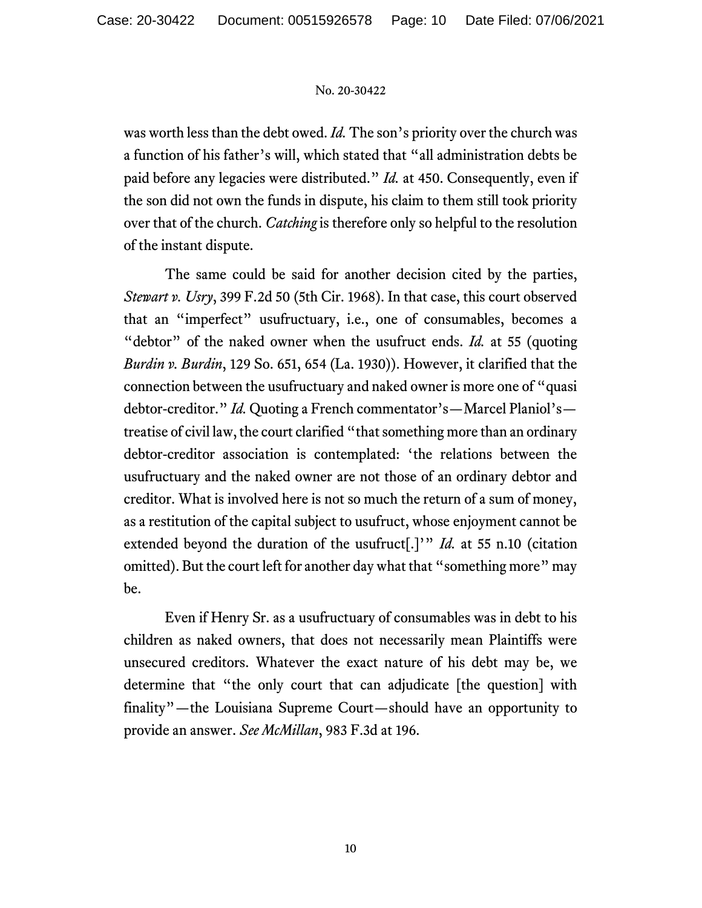was worth less than the debt owed. *Id.* The son's priority over the church was a function of his father's will, which stated that "all administration debts be paid before any legacies were distributed." *Id.* at 450. Consequently, even if the son did not own the funds in dispute, his claim to them still took priority over that of the church. *Catching* is therefore only so helpful to the resolution of the instant dispute.

The same could be said for another decision cited by the parties, *Stewart v. Usry*, 399 F.2d 50 (5th Cir. 1968). In that case, this court observed that an "imperfect" usufructuary, i.e., one of consumables, becomes a "debtor" of the naked owner when the usufruct ends. *Id.* at 55 (quoting *Burdin v. Burdin*, 129 So. 651, 654 (La. 1930)). However, it clarified that the connection between the usufructuary and naked owner is more one of "quasi debtor-creditor." *Id.* Quoting a French commentator's—Marcel Planiol's—treatise of civil law, the court clarified "that something more than an ordinary debtor-creditor association is contemplated: 'the relations between the usufructuary and the naked owner are not those of an ordinary debtor and creditor. What is involved here is not so much the return of a sum of money, as a restitution of the capital subject to usufruct, whose enjoyment cannot be extended beyond the duration of the usufruct[.]'" *Id.* at 55 n.10 (citation omitted). But the court left for another day what that "something more" may be.

Even if Henry Sr. as a usufructuary of consumables was in debt to his children as naked owners, that does not necessarily mean Plaintiffs were unsecured creditors. Whatever the exact nature of his debt may be, we determine that "the only court that can adjudicate [the question] with finality"—the Louisiana Supreme Court—should have an opportunity to provide an answer. *See McMillan*, 983 F.3d at 196.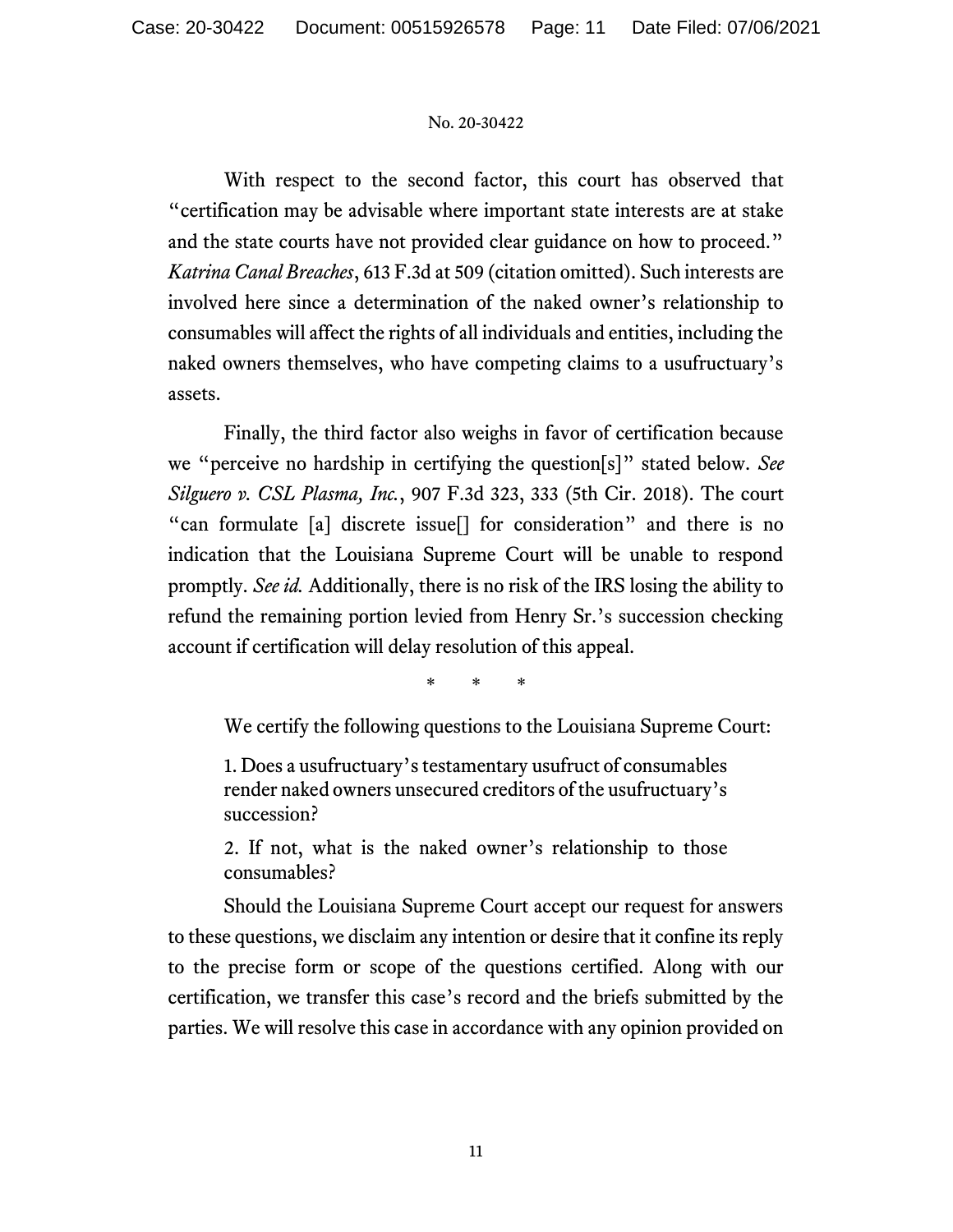With respect to the second factor, this court has observed that "certification may be advisable where important state interests are at stake and the state courts have not provided clear guidance on how to proceed." *Katrina Canal Breaches*, 613 F.3d at 509 (citation omitted). Such interests are involved here since a determination of the naked owner's relationship to consumables will affect the rights of all individuals and entities, including the naked owners themselves, who have competing claims to a usufructuary's assets.

Finally, the third factor also weighs in favor of certification because we "perceive no hardship in certifying the question[s]" stated below. *See Silguero v. CSL Plasma, Inc.*, 907 F.3d 323, 333 (5th Cir. 2018). The court "can formulate [a] discrete issue[] for consideration" and there is no indication that the Louisiana Supreme Court will be unable to respond promptly. *See id.* Additionally, there is no risk of the IRS losing the ability to refund the remaining portion levied from Henry Sr.'s succession checking account if certification will delay resolution of this appeal.

\* \* \*

We certify the following questions to the Louisiana Supreme Court:

> 1. Does a usufructuary's testamentary usufruct of consumables render naked owners unsecured creditors of the usufructuary's succession?
>
> 2. If not, what is the naked owner's relationship to those consumables?

Should the Louisiana Supreme Court accept our request for answers to these questions, we disclaim any intention or desire that it confine its reply to the precise form or scope of the questions certified. Along with our certification, we transfer this case's record and the briefs submitted by the parties. We will resolve this case in accordance with any opinion provided on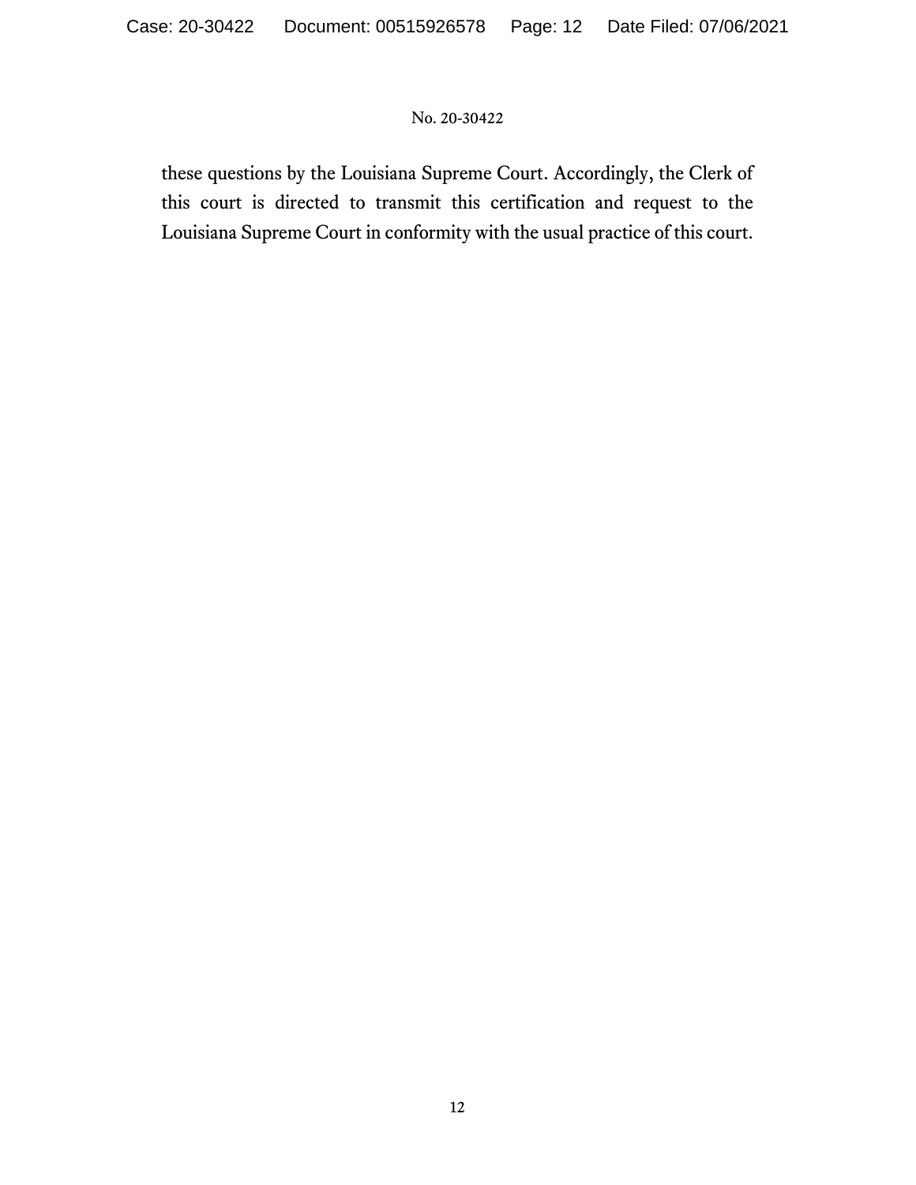these questions by the Louisiana Supreme Court. Accordingly, the Clerk of this court is directed to transmit this certification and request to the Louisiana Supreme Court in conformity with the usual practice of this court.